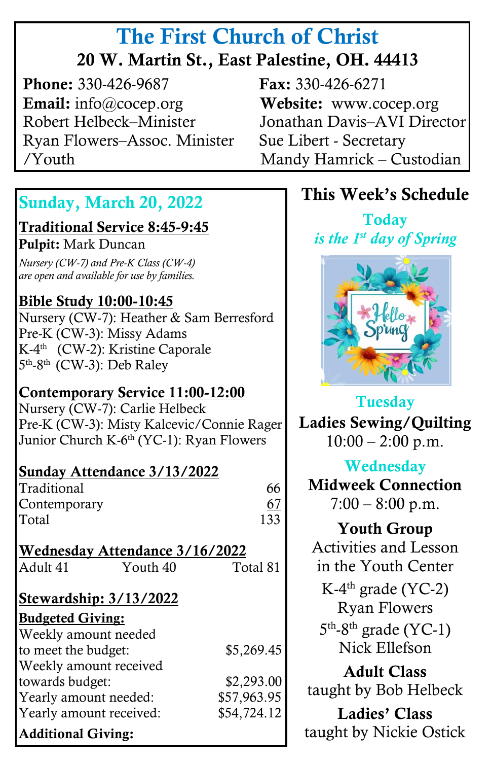# The First Church of Christ

## 20 W. Martin St., East Palestine, OH. 44413

**Phone:** 330-426-9687
**Fax:** 330-426-6271
**Email:** info@cocep.org
**Website:** www.cocep.org

Robert Helbeck–Minister
Ryan Flowers–Assoc. Minister /Youth
Jonathan Davis–AVI Director
Sue Libert - Secretary
Mandy Hamrick – Custodian

## Sunday, March 20, 2022

**Traditional Service 8:45-9:45**

**Pulpit:** Mark Duncan

*Nursery (CW-7) and Pre-K Class (CW-4) are open and available for use by families.*

**Bible Study 10:00-10:45**

Nursery (CW-7): Heather & Sam Berresford
Pre-K (CW-3): Missy Adams
K-4th (CW-2): Kristine Caporale
5th-8th (CW-3): Deb Raley

**Contemporary Service 11:00-12:00**

Nursery (CW-7): Carlie Helbeck
Pre-K (CW-3): Misty Kalcevic/Connie Rager
Junior Church K-6th (YC-1): Ryan Flowers

**Sunday Attendance 3/13/2022**

| | |
|---|---|
| Traditional | 66 |
| Contemporary | 67 |
| Total | 133 |

**Wednesday Attendance 3/16/2022**

Adult 41 Youth 40 Total 81

**Stewardship: 3/13/2022**

**Budgeted Giving:**

| | |
|---|---|
| Weekly amount needed to meet the budget: | $5,269.45 |
| Weekly amount received towards budget: | $2,293.00 |
| Yearly amount needed: | $57,963.95 |
| Yearly amount received: | $54,724.12 |

**Additional Giving:**

## This Week's Schedule

**Today**
*is the 1st day of Spring*

**Tuesday**
**Ladies Sewing/Quilting**
10:00 – 2:00 p.m.

**Wednesday**
**Midweek Connection**
7:00 – 8:00 p.m.

**Youth Group**
Activities and Lesson in the Youth Center
K-4th grade (YC-2) Ryan Flowers
5th-8th grade (YC-1) Nick Ellefson

**Adult Class**
taught by Bob Helbeck

**Ladies' Class**
taught by Nickie Ostick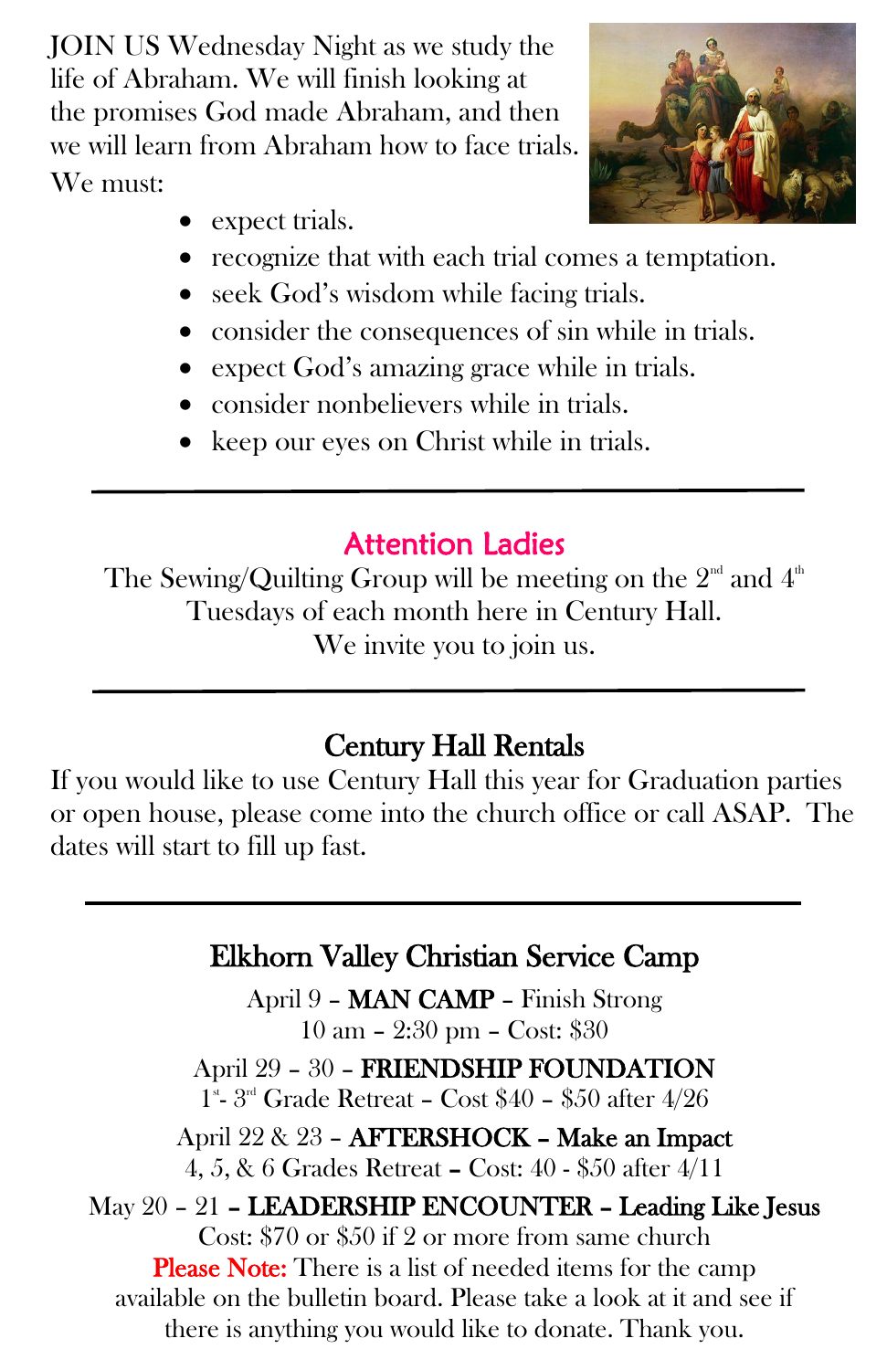JOIN US Wednesday Night as we study the life of Abraham. We will finish looking at the promises God made Abraham, and then we will learn from Abraham how to face trials. We must:

- expect trials.
- recognize that with each trial comes a temptation.
- seek God's wisdom while facing trials.
- consider the consequences of sin while in trials.
- expect God's amazing grace while in trials.
- consider nonbelievers while in trials.
- keep our eyes on Christ while in trials.

---

## Attention Ladies

The Sewing/Quilting Group will be meeting on the 2nd and 4th Tuesdays of each month here in Century Hall.
We invite you to join us.

---

## Century Hall Rentals

If you would like to use Century Hall this year for Graduation parties or open house, please come into the church office or call ASAP. The dates will start to fill up fast.

---

## Elkhorn Valley Christian Service Camp

April 9 – **MAN CAMP** – Finish Strong
10 am – 2:30 pm – Cost: $30

April 29 – 30 – **FRIENDSHIP FOUNDATION**
1st - 3rd Grade Retreat – Cost $40 – $50 after 4/26

April 22 & 23 – **AFTERSHOCK – Make an Impact**
4, 5, & 6 Grades Retreat – Cost: 40 - $50 after 4/11

May 20 – 21 **– LEADERSHIP ENCOUNTER – Leading Like Jesus**
Cost: $70 or $50 if 2 or more from same church

**Please Note:** There is a list of needed items for the camp available on the bulletin board. Please take a look at it and see if there is anything you would like to donate. Thank you.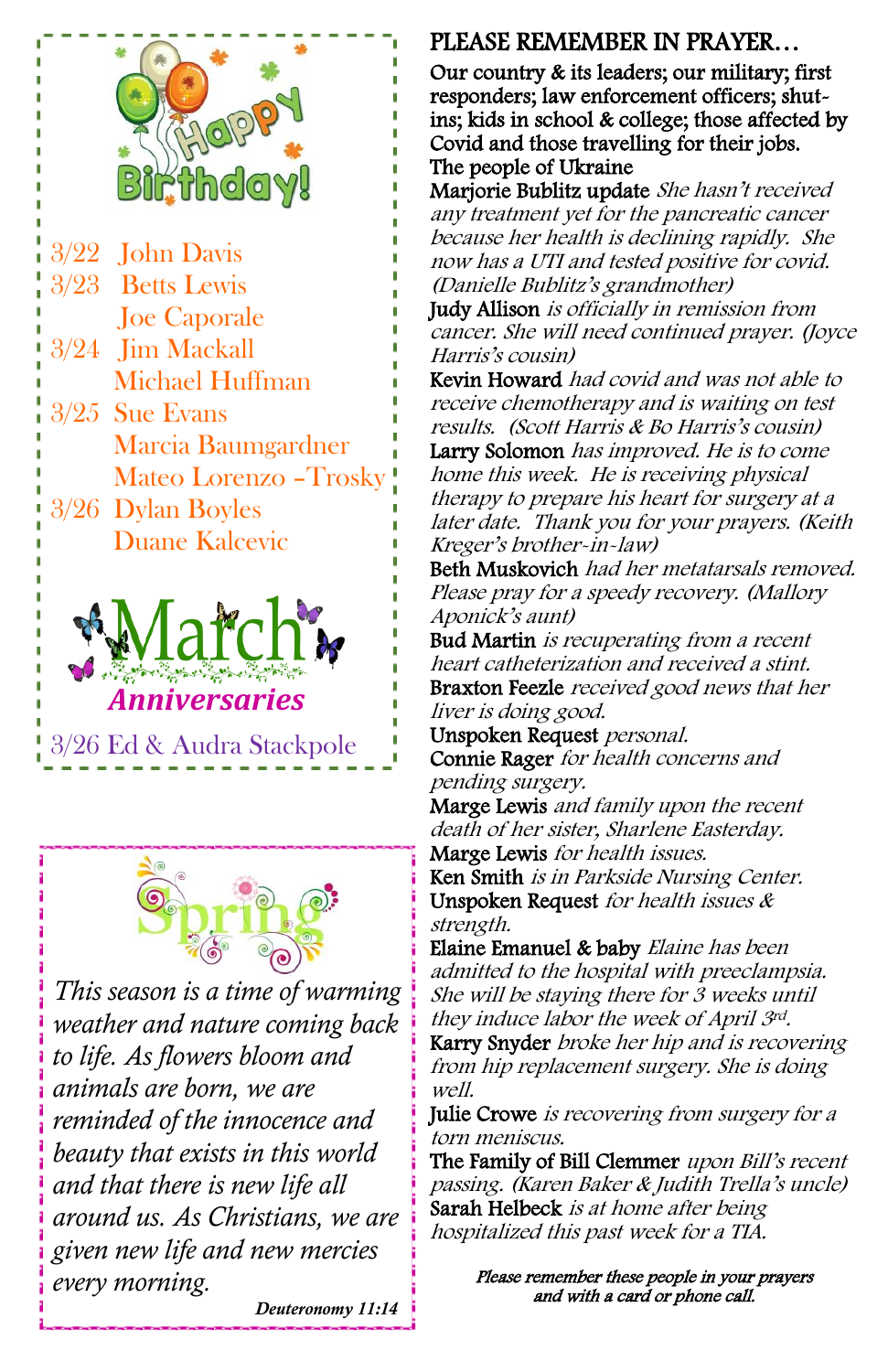## Happy Birthday!

3/22 John Davis
3/23 Betts Lewis
Joe Caporale
3/24 Jim Mackall
Michael Huffman
3/25 Sue Evans
Marcia Baumgardner
Mateo Lorenzo –Trosky
3/26 Dylan Boyles
Duane Kalcevic

## March Anniversaries

3/26 Ed & Audra Stackpole

## Spring

*This season is a time of warming weather and nature coming back to life. As flowers bloom and animals are born, we are reminded of the innocence and beauty that exists in this world and that there is new life all around us. As Christians, we are given new life and new mercies every morning.*

***Deuteronomy 11:14***

## PLEASE REMEMBER IN PRAYER…

Our country & its leaders; our military; first responders; law enforcement officers; shut-ins; kids in school & college; those affected by Covid and those travelling for their jobs.

The people of Ukraine

**Marjorie Bublitz update** *She hasn't received any treatment yet for the pancreatic cancer because her health is declining rapidly. She now has a UTI and tested positive for covid. (Danielle Bublitz's grandmother)*

**Judy Allison** *is officially in remission from cancer. She will need continued prayer. (Joyce Harris's cousin)*

**Kevin Howard** *had covid and was not able to receive chemotherapy and is waiting on test results. (Scott Harris & Bo Harris's cousin)*

**Larry Solomon** *has improved. He is to come home this week. He is receiving physical therapy to prepare his heart for surgery at a later date. Thank you for your prayers. (Keith Kreger's brother-in-law)*

**Beth Muskovich** *had her metatarsals removed. Please pray for a speedy recovery. (Mallory Aponick's aunt)*

**Bud Martin** *is recuperating from a recent heart catheterization and received a stint.*

**Braxton Feezle** *received good news that her liver is doing good.*

**Unspoken Request** *personal.*

**Connie Rager** *for health concerns and pending surgery.*

**Marge Lewis** *and family upon the recent death of her sister, Sharlene Easterday.*

**Marge Lewis** *for health issues.*

**Ken Smith** *is in Parkside Nursing Center.*

**Unspoken Request** *for health issues & strength.*

**Elaine Emanuel & baby** *Elaine has been admitted to the hospital with preeclampsia. She will be staying there for 3 weeks until they induce labor the week of April 3rd.*

**Karry Snyder** *broke her hip and is recovering from hip replacement surgery. She is doing well.*

**Julie Crowe** *is recovering from surgery for a torn meniscus.*

**The Family of Bill Clemmer** *upon Bill's recent passing. (Karen Baker & Judith Trella's uncle)*

**Sarah Helbeck** *is at home after being hospitalized this past week for a TIA.*

***Please remember these people in your prayers and with a card or phone call.***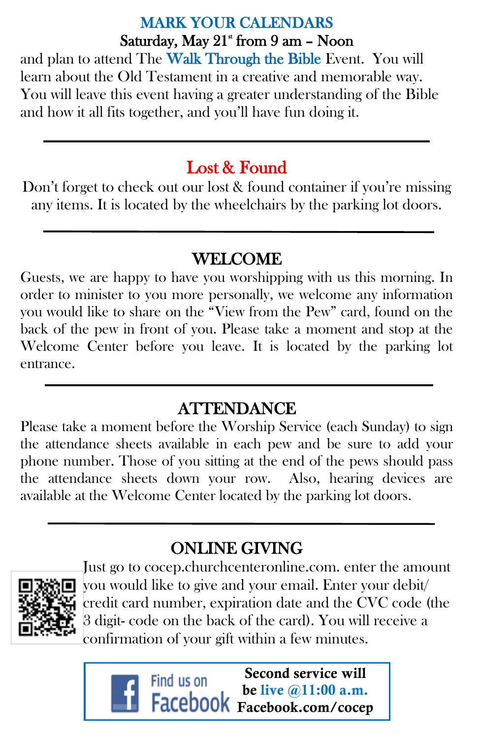## MARK YOUR CALENDARS

**Saturday, May 21st from 9 am – Noon**

and plan to attend The Walk Through the Bible Event. You will learn about the Old Testament in a creative and memorable way. You will leave this event having a greater understanding of the Bible and how it all fits together, and you'll have fun doing it.

---

## Lost & Found

Don't forget to check out our lost & found container if you're missing any items. It is located by the wheelchairs by the parking lot doors.

---

## WELCOME

Guests, we are happy to have you worshipping with us this morning. In order to minister to you more personally, we welcome any information you would like to share on the "View from the Pew" card, found on the back of the pew in front of you. Please take a moment and stop at the Welcome Center before you leave. It is located by the parking lot entrance.

---

## ATTENDANCE

Please take a moment before the Worship Service (each Sunday) to sign the attendance sheets available in each pew and be sure to add your phone number. Those of you sitting at the end of the pews should pass the attendance sheets down your row. Also, hearing devices are available at the Welcome Center located by the parking lot doors.

---

## ONLINE GIVING

Just go to cocep.churchcenteronline.com. enter the amount you would like to give and your email. Enter your debit/ credit card number, expiration date and the CVC code (the 3 digit- code on the back of the card). You will receive a confirmation of your gift within a few minutes.

Find us on Facebook

**Second service will be live @11:00 a.m. Facebook.com/cocep**